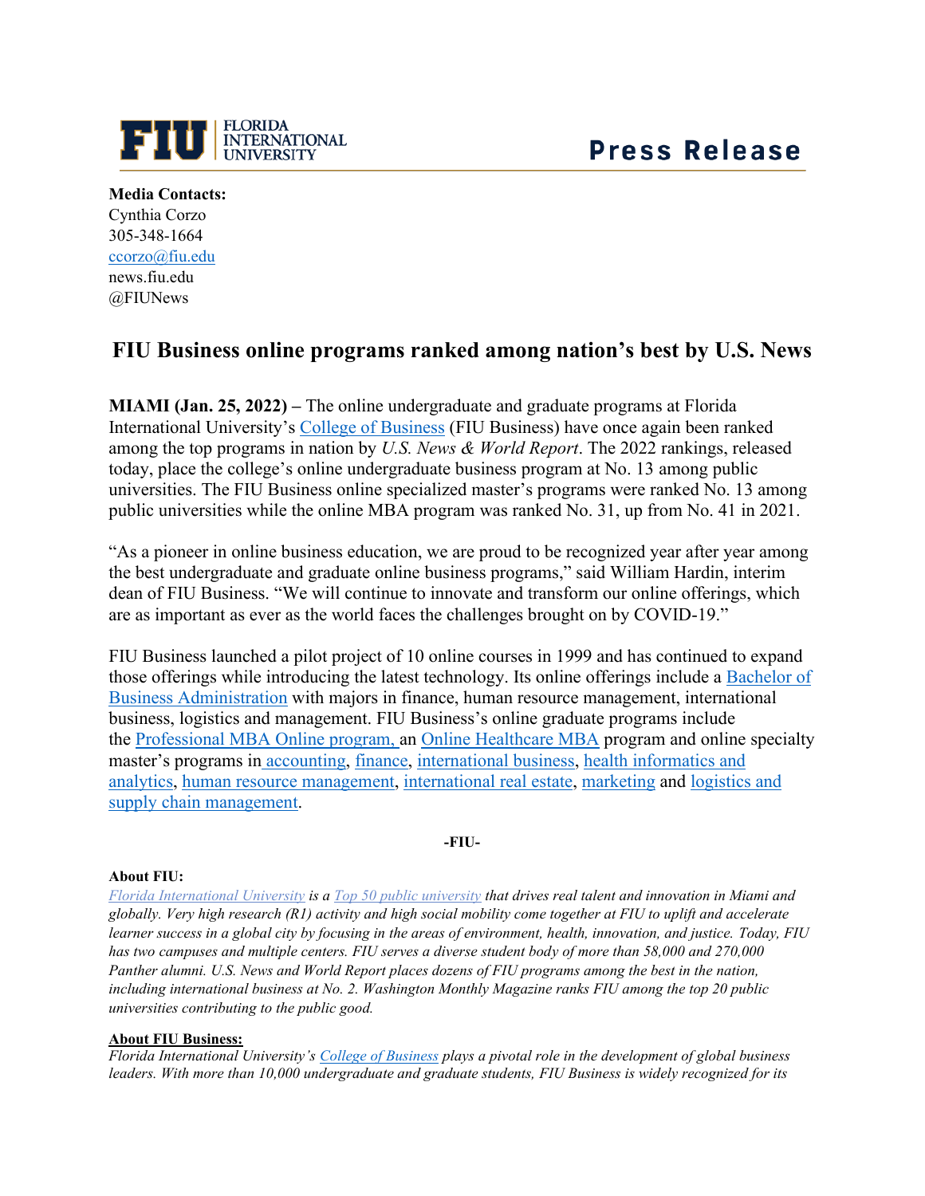FLORIDA INTERNATIONAL UNIVERSITY

**Press Release**

**Media Contacts:**
Cynthia Corzo
305-348-1664
ccorzo@fiu.edu
news.fiu.edu
@FIUNews

# FIU Business online programs ranked among nation's best by U.S. News

**MIAMI (Jan. 25, 2022) –** The online undergraduate and graduate programs at Florida International University's College of Business (FIU Business) have once again been ranked among the top programs in nation by *U.S. News & World Report*. The 2022 rankings, released today, place the college's online undergraduate business program at No. 13 among public universities. The FIU Business online specialized master's programs were ranked No. 13 among public universities while the online MBA program was ranked No. 31, up from No. 41 in 2021.

"As a pioneer in online business education, we are proud to be recognized year after year among the best undergraduate and graduate online business programs," said William Hardin, interim dean of FIU Business. "We will continue to innovate and transform our online offerings, which are as important as ever as the world faces the challenges brought on by COVID-19."

FIU Business launched a pilot project of 10 online courses in 1999 and has continued to expand those offerings while introducing the latest technology. Its online offerings include a Bachelor of Business Administration with majors in finance, human resource management, international business, logistics and management. FIU Business's online graduate programs include the Professional MBA Online program, an Online Healthcare MBA program and online specialty master's programs in accounting, finance, international business, health informatics and analytics, human resource management, international real estate, marketing and logistics and supply chain management.

**-FIU-**

**About FIU:**
*Florida International University is a Top 50 public university that drives real talent and innovation in Miami and globally. Very high research (R1) activity and high social mobility come together at FIU to uplift and accelerate learner success in a global city by focusing in the areas of environment, health, innovation, and justice. Today, FIU has two campuses and multiple centers. FIU serves a diverse student body of more than 58,000 and 270,000 Panther alumni. U.S. News and World Report places dozens of FIU programs among the best in the nation, including international business at No. 2. Washington Monthly Magazine ranks FIU among the top 20 public universities contributing to the public good.*

**About FIU Business:**
*Florida International University's College of Business plays a pivotal role in the development of global business leaders. With more than 10,000 undergraduate and graduate students, FIU Business is widely recognized for its*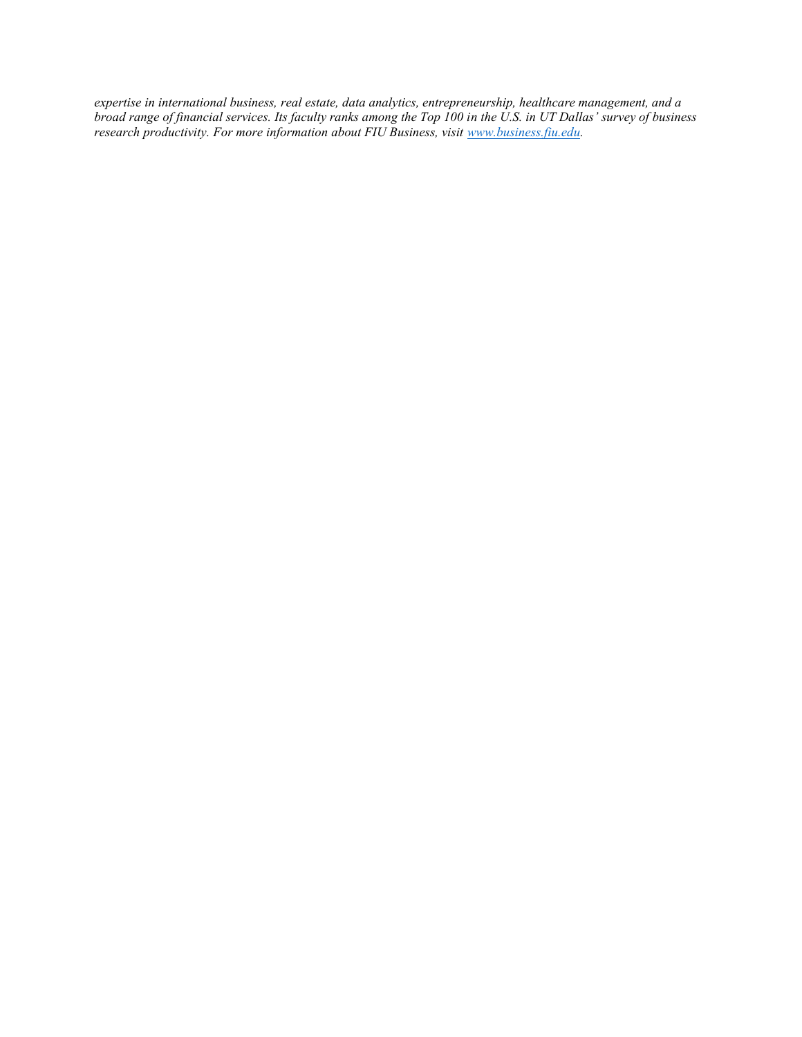*expertise in international business, real estate, data analytics, entrepreneurship, healthcare management, and a broad range of financial services. Its faculty ranks among the Top 100 in the U.S. in UT Dallas' survey of business research productivity. For more information about FIU Business, visit [www.business.fiu.edu](www.business.fiu.edu).*